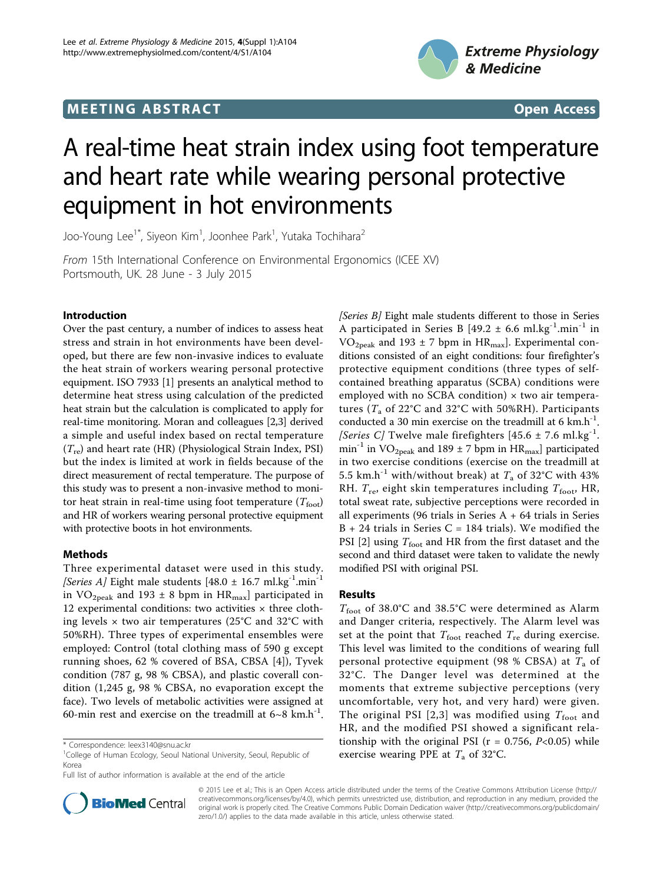MEETING ABSTRACT

Open Access

# A real-time heat strain index using foot temperature and heart rate while wearing personal protective equipment in hot environments

Joo-Young Lee[1*], Siyeon Kim[1], Joonhee Park[1], Yutaka Tochihara[2]

*From* 15th International Conference on Environmental Ergonomics (ICEE XV)
Portsmouth, UK. 28 June - 3 July 2015

## Introduction

Over the past century, a number of indices to assess heat stress and strain in hot environments have been developed, but there are few non-invasive indices to evaluate the heat strain of workers wearing personal protective equipment. ISO 7933 [1] presents an analytical method to determine heat stress using calculation of the predicted heat strain but the calculation is complicated to apply for real-time monitoring. Moran and colleagues [2,3] derived a simple and useful index based on rectal temperature ($T_{re}$) and heart rate (HR) (Physiological Strain Index, PSI) but the index is limited at work in fields because of the direct measurement of rectal temperature. The purpose of this study was to present a non-invasive method to monitor heat strain in real-time using foot temperature ($T_{foot}$) and HR of workers wearing personal protective equipment with protective boots in hot environments.

## Methods

Three experimental dataset were used in this study. *[Series A]* Eight male students [48.0 ± 16.7 ml.kg$^{-1}$.min$^{-1}$ in $VO_{2peak}$ and 193 ± 8 bpm in $HR_{max}$] participated in 12 experimental conditions: two activities × three clothing levels × two air temperatures (25°C and 32°C with 50%RH). Three types of experimental ensembles were employed: Control (total clothing mass of 590 g except running shoes, 62 % covered of BSA, CBSA [4]), Tyvek condition (787 g, 98 % CBSA), and plastic coverall condition (1,245 g, 98 % CBSA, no evaporation except the face). Two levels of metabolic activities were assigned at 60-min rest and exercise on the treadmill at 6~8 km.h$^{-1}$. *[Series B]* Eight male students different to those in Series A participated in Series B [49.2 ± 6.6 ml.kg$^{-1}$.min$^{-1}$ in $VO_{2peak}$ and 193 ± 7 bpm in $HR_{max}$]. Experimental conditions consisted of an eight conditions: four firefighter's protective equipment conditions (three types of self-contained breathing apparatus (SCBA) conditions were employed with no SCBA condition) × two air temperatures ($T_a$ of 22°C and 32°C with 50%RH). Participants conducted a 30 min exercise on the treadmill at 6 km.h$^{-1}$. *[Series C]* Twelve male firefighters [45.6 ± 7.6 ml.kg$^{-1}$.min$^{-1}$ in $VO_{2peak}$ and 189 ± 7 bpm in $HR_{max}$] participated in two exercise conditions (exercise on the treadmill at 5.5 km.h$^{-1}$ with/without break) at $T_a$ of 32°C with 43% RH. $T_{re}$, eight skin temperatures including $T_{foot}$, HR, total sweat rate, subjective perceptions were recorded in all experiments (96 trials in Series A + 64 trials in Series B + 24 trials in Series C = 184 trials). We modified the PSI [2] using $T_{foot}$ and HR from the first dataset and the second and third dataset were taken to validate the newly modified PSI with original PSI.

## Results

$T_{foot}$ of 38.0°C and 38.5°C were determined as Alarm and Danger criteria, respectively. The Alarm level was set at the point that $T_{foot}$ reached $T_{re}$ during exercise. This level was limited to the conditions of wearing full personal protective equipment (98 % CBSA) at $T_a$ of 32°C. The Danger level was determined at the moments that extreme subjective perceptions (very uncomfortable, very hot, and very hard) were given. The original PSI [2,3] was modified using $T_{foot}$ and HR, and the modified PSI showed a significant relationship with the original PSI (r = 0.756, $P<0.05$) while exercise wearing PPE at $T_a$ of 32°C.

\* Correspondence: leex3140@snu.ac.kr
[1]College of Human Ecology, Seoul National University, Seoul, Republic of Korea
Full list of author information is available at the end of the article

© 2015 Lee et al.; This is an Open Access article distributed under the terms of the Creative Commons Attribution License (http://creativecommons.org/licenses/by/4.0), which permits unrestricted use, distribution, and reproduction in any medium, provided the original work is properly cited. The Creative Commons Public Domain Dedication waiver (http://creativecommons.org/publicdomain/zero/1.0/) applies to the data made available in this article, unless otherwise stated.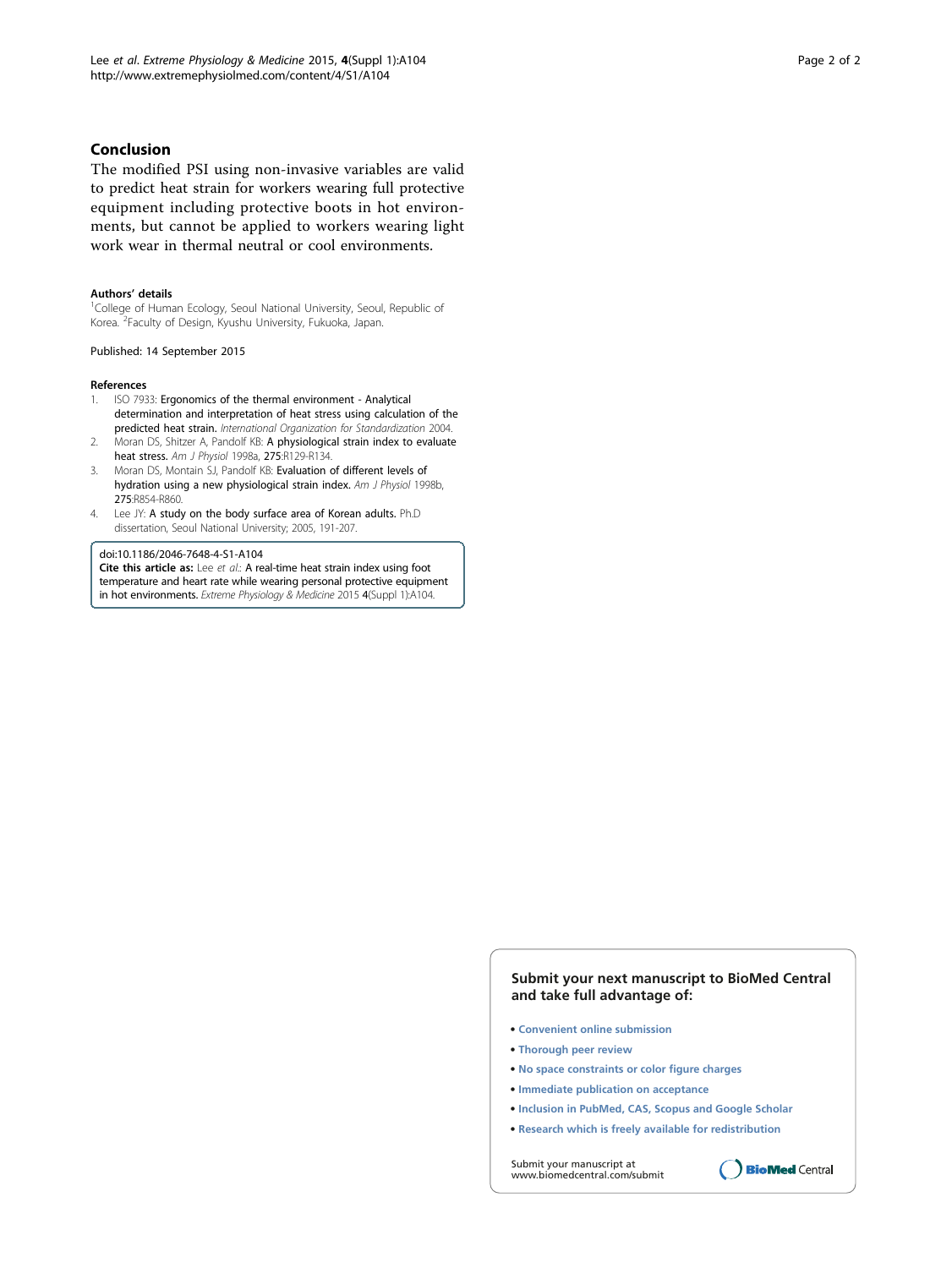## Conclusion

The modified PSI using non-invasive variables are valid to predict heat strain for workers wearing full protective equipment including protective boots in hot environments, but cannot be applied to workers wearing light work wear in thermal neutral or cool environments.

#### Authors' details

[1]College of Human Ecology, Seoul National University, Seoul, Republic of Korea. [2]Faculty of Design, Kyushu University, Fukuoka, Japan.

Published: 14 September 2015

#### References

1. ISO 7933: **Ergonomics of the thermal environment - Analytical determination and interpretation of heat stress using calculation of the predicted heat strain.** *International Organization for Standardization* 2004.
2. Moran DS, Shitzer A, Pandolf KB: **A physiological strain index to evaluate heat stress.** *Am J Physiol* 1998a, **275**:R129-R134.
3. Moran DS, Montain SJ, Pandolf KB: **Evaluation of different levels of hydration using a new physiological strain index.** *Am J Physiol* 1998b, **275**:R854-R860.
4. Lee JY: **A study on the body surface area of Korean adults.** Ph.D dissertation, Seoul National University; 2005, 191-207.

doi:10.1186/2046-7648-4-S1-A104
**Cite this article as:** Lee *et al.*: A real-time heat strain index using foot temperature and heart rate while wearing personal protective equipment in hot environments. *Extreme Physiology & Medicine* 2015 **4**(Suppl 1):A104.

**Submit your next manuscript to BioMed Central and take full advantage of:**

- Convenient online submission
- Thorough peer review
- No space constraints or color figure charges
- Immediate publication on acceptance
- Inclusion in PubMed, CAS, Scopus and Google Scholar
- Research which is freely available for redistribution

Submit your manuscript at www.biomedcentral.com/submit

BioMed Central